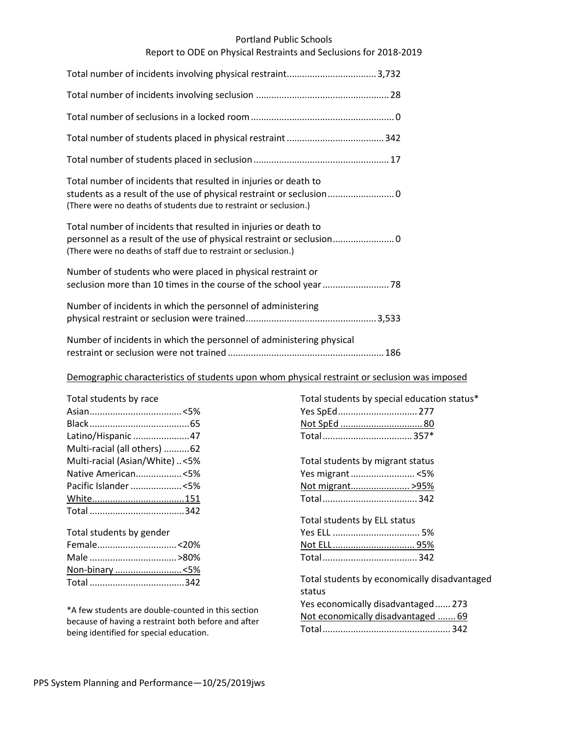# Portland Public Schools

## Report to ODE on Physical Restraints and Seclusions for 2018-2019

| Item | Count |
|---|---|
| Total number of incidents involving physical restraint | 3,732 |
| Total number of incidents involving seclusion | 28 |
| Total number of seclusions in a locked room | 0 |
| Total number of students placed in physical restraint | 342 |
| Total number of students placed in seclusion | 17 |
| Total number of incidents that resulted in injuries or death to students as a result of the use of physical restraint or seclusion (There were no deaths of students due to restraint or seclusion.) | 0 |
| Total number of incidents that resulted in injuries or death to personnel as a result of the use of physical restraint or seclusion (There were no deaths of staff due to restraint or seclusion.) | 0 |
| Number of students who were placed in physical restraint or seclusion more than 10 times in the course of the school year | 78 |
| Number of incidents in which the personnel of administering physical restraint or seclusion were trained | 3,533 |
| Number of incidents in which the personnel of administering physical restraint or seclusion were not trained | 186 |

### Demographic characteristics of students upon whom physical restraint or seclusion was imposed

| Total students by race | |
|---|---|
| Asian | <5% |
| Black | 65 |
| Latino/Hispanic | 47 |
| Multi-racial (all others) | 62 |
| Multi-racial (Asian/White) | <5% |
| Native American | <5% |
| Pacific Islander | <5% |
| White | 151 |
| Total | 342 |

| Total students by gender | |
|---|---|
| Female | <20% |
| Male | >80% |
| Non-binary | <5% |
| Total | 342 |

*A few students are double-counted in this section because of having a restraint both before and after being identified for special education.

| Total students by special education status* | |
|---|---|
| Yes SpEd | 277 |
| Not SpEd | 80 |
| Total | 357* |

| Total students by migrant status | |
|---|---|
| Yes migrant | <5% |
| Not migrant | >95% |
| Total | 342 |

| Total students by ELL status | |
|---|---|
| Yes ELL | 5% |
| Not ELL | 95% |
| Total | 342 |

| Total students by economically disadvantaged status | |
|---|---|
| Yes economically disadvantaged | 273 |
| Not economically disadvantaged | 69 |
| Total | 342 |

PPS System Planning and Performance—10/25/2019jws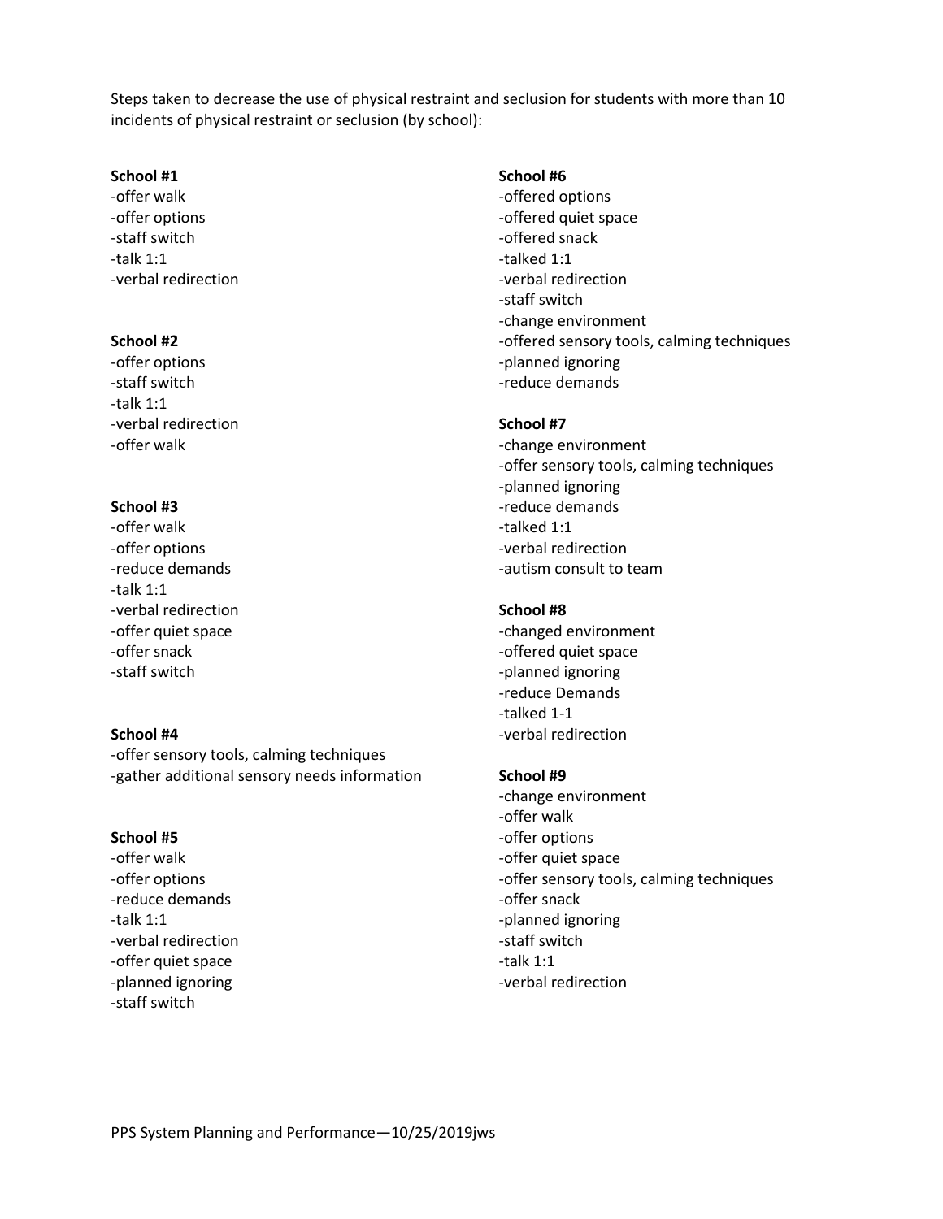Steps taken to decrease the use of physical restraint and seclusion for students with more than 10 incidents of physical restraint or seclusion (by school):

**School #1**

- -offer walk
- -offer options
- -staff switch
- -talk 1:1
- -verbal redirection

**School #2**

- -offer options
- -staff switch
- -talk 1:1
- -verbal redirection
- -offer walk

**School #3**

- -offer walk
- -offer options
- -reduce demands
- -talk 1:1
- -verbal redirection
- -offer quiet space
- -offer snack
- -staff switch

**School #4**

- -offer sensory tools, calming techniques
- -gather additional sensory needs information

**School #5**

- -offer walk
- -offer options
- -reduce demands
- -talk 1:1
- -verbal redirection
- -offer quiet space
- -planned ignoring
- -staff switch

**School #6**

- -offered options
- -offered quiet space
- -offered snack
- -talked 1:1
- -verbal redirection
- -staff switch
- -change environment
- -offered sensory tools, calming techniques
- -planned ignoring
- -reduce demands

**School #7**

- -change environment
- -offer sensory tools, calming techniques
- -planned ignoring
- -reduce demands
- -talked 1:1
- -verbal redirection
- -autism consult to team

**School #8**

- -changed environment
- -offered quiet space
- -planned ignoring
- -reduce Demands
- -talked 1-1
- -verbal redirection

**School #9**

- -change environment
- -offer walk
- -offer options
- -offer quiet space
- -offer sensory tools, calming techniques
- -offer snack
- -planned ignoring
- -staff switch
- -talk 1:1
- -verbal redirection

PPS System Planning and Performance—10/25/2019jws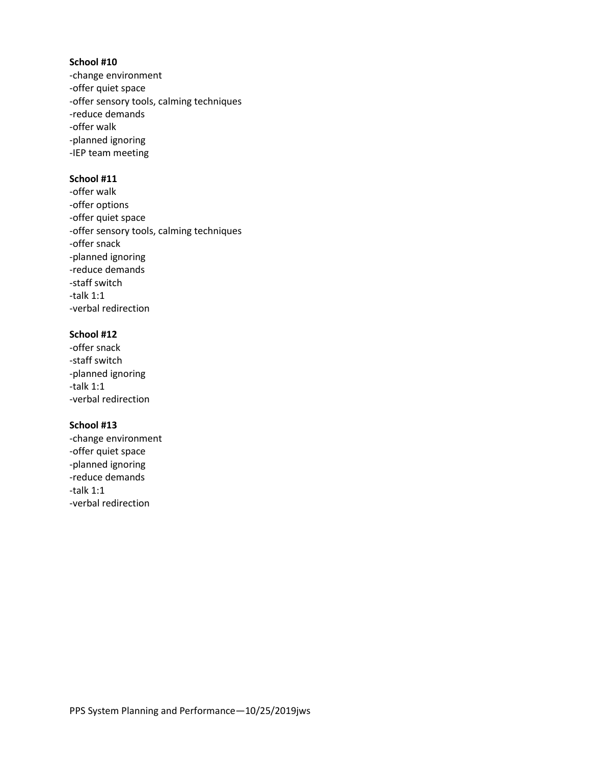**School #10**

- change environment
- offer quiet space
- offer sensory tools, calming techniques
- reduce demands
- offer walk
- planned ignoring
- IEP team meeting

**School #11**

- offer walk
- offer options
- offer quiet space
- offer sensory tools, calming techniques
- offer snack
- planned ignoring
- reduce demands
- staff switch
- talk 1:1
- verbal redirection

**School #12**

- offer snack
- staff switch
- planned ignoring
- talk 1:1
- verbal redirection

**School #13**

- change environment
- offer quiet space
- planned ignoring
- reduce demands
- talk 1:1
- verbal redirection